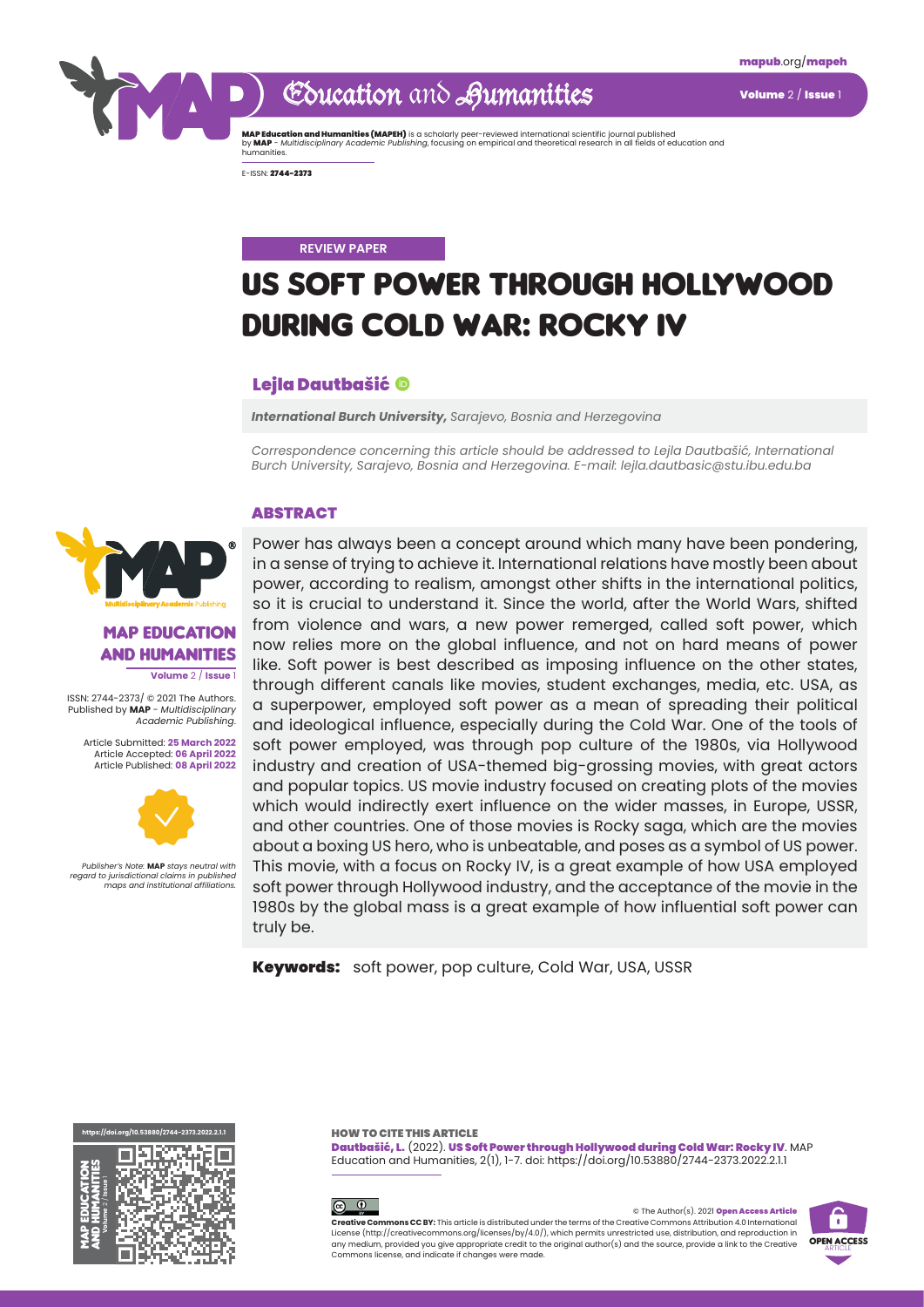**REVIEW PAPER**

# US SOFT POWER THROUGH HOLLYWOOD DURING COLD WAR: ROCKY IV

## Lejla Dautbašić

***International Burch University,** Sarajevo, Bosnia and Herzegovina*

*Correspondence concerning this article should be addressed to Lejla Dautbašić, International Burch University, Sarajevo, Bosnia and Herzegovina. E-mail: lejla.dautbasic@stu.ibu.edu.ba*

ISSN: 2744-2373/ © 2021 The Authors. Published by **MAP** - *Multidisciplinary Academic Publishing.*

Article Submitted: **25 March 2022**
Article Accepted: **06 April 2022**
Article Published: **08 April 2022**

*Publisher's Note: **MAP** stays neutral with regard to jurisdictional claims in published maps and institutional affiliations.*

## ABSTRACT

Power has always been a concept around which many have been pondering, in a sense of trying to achieve it. International relations have mostly been about power, according to realism, amongst other shifts in the international politics, so it is crucial to understand it. Since the world, after the World Wars, shifted from violence and wars, a new power remerged, called soft power, which now relies more on the global influence, and not on hard means of power like. Soft power is best described as imposing influence on the other states, through different canals like movies, student exchanges, media, etc. USA, as a superpower, employed soft power as a mean of spreading their political and ideological influence, especially during the Cold War. One of the tools of soft power employed, was through pop culture of the 1980s, via Hollywood industry and creation of USA-themed big-grossing movies, with great actors and popular topics. US movie industry focused on creating plots of the movies which would indirectly exert influence on the wider masses, in Europe, USSR, and other countries. One of those movies is Rocky saga, which are the movies about a boxing US hero, who is unbeatable, and poses as a symbol of US power. This movie, with a focus on Rocky IV, is a great example of how USA employed soft power through Hollywood industry, and the acceptance of the movie in the 1980s by the global mass is a great example of how influential soft power can truly be.

**Keywords:** soft power, pop culture, Cold War, USA, USSR

**HOW TO CITE THIS ARTICLE**

**Dautbašić, L.** (2022). **US Soft Power through Hollywood during Cold War: Rocky IV**. MAP Education and Humanities, 2(1), 1-7. doi: https://doi.org/10.53880/2744-2373.2022.2.1.1

© The Author(s). 2021 **Open Access Article**

**Creative Commons CC BY:** This article is distributed under the terms of the Creative Commons Attribution 4.0 International License (http://creativecommons.org/licenses/by/4.0/), which permits unrestricted use, distribution, and reproduction in any medium, provided you give appropriate credit to the original author(s) and the source, provide a link to the Creative Commons license, and indicate if changes were made.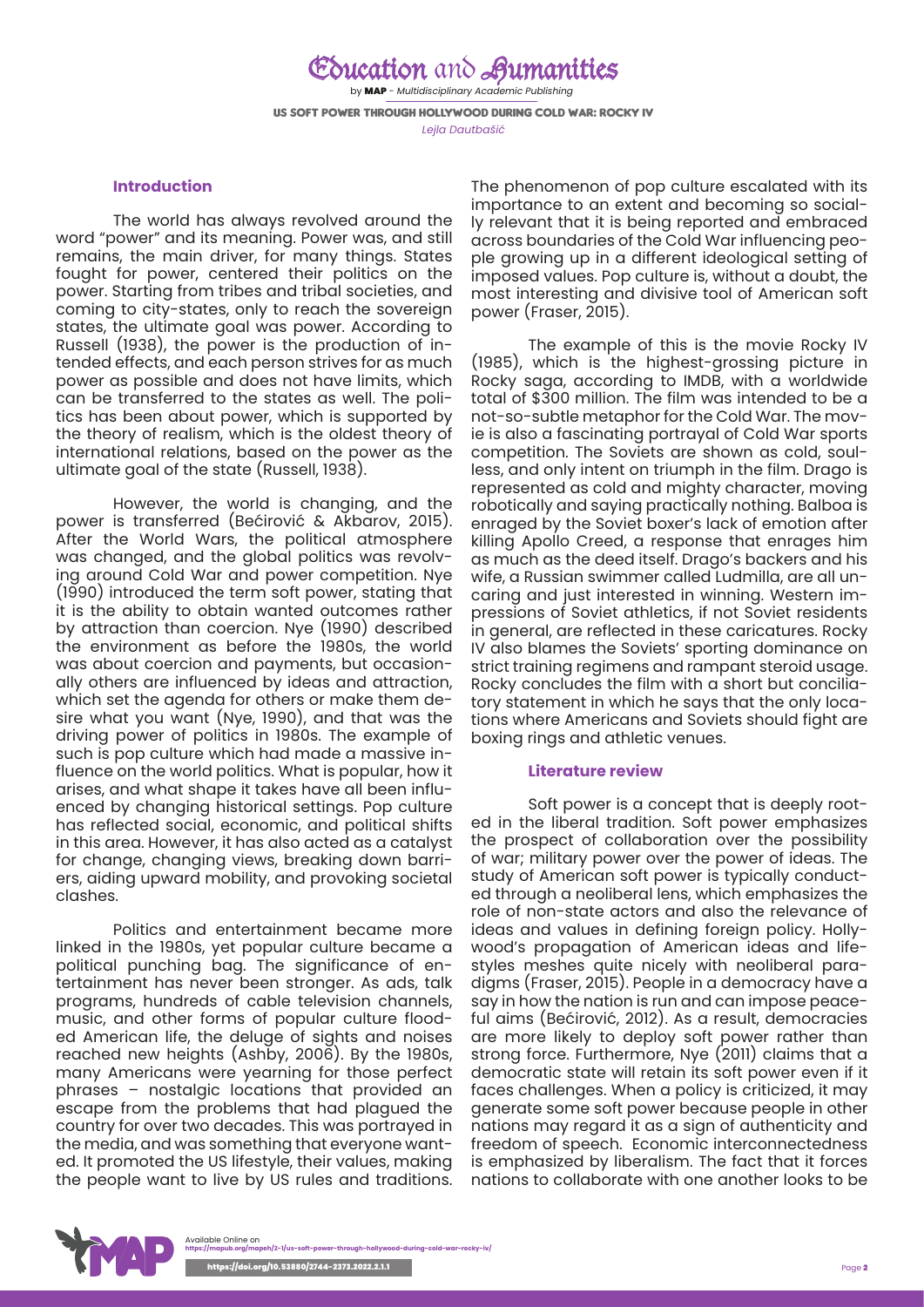## Introduction

The world has always revolved around the word "power" and its meaning. Power was, and still remains, the main driver, for many things. States fought for power, centered their politics on the power. Starting from tribes and tribal societies, and coming to city-states, only to reach the sovereign states, the ultimate goal was power. According to Russell (1938), the power is the production of intended effects, and each person strives for as much power as possible and does not have limits, which can be transferred to the states as well. The politics has been about power, which is supported by the theory of realism, which is the oldest theory of international relations, based on the power as the ultimate goal of the state (Russell, 1938).

However, the world is changing, and the power is transferred (Bećirović & Akbarov, 2015). After the World Wars, the political atmosphere was changed, and the global politics was revolving around Cold War and power competition. Nye (1990) introduced the term soft power, stating that it is the ability to obtain wanted outcomes rather by attraction than coercion. Nye (1990) described the environment as before the 1980s, the world was about coercion and payments, but occasionally others are influenced by ideas and attraction, which set the agenda for others or make them desire what you want (Nye, 1990), and that was the driving power of politics in 1980s. The example of such is pop culture which had made a massive influence on the world politics. What is popular, how it arises, and what shape it takes have all been influenced by changing historical settings. Pop culture has reflected social, economic, and political shifts in this area. However, it has also acted as a catalyst for change, changing views, breaking down barriers, aiding upward mobility, and provoking societal clashes.

Politics and entertainment became more linked in the 1980s, yet popular culture became a political punching bag. The significance of entertainment has never been stronger. As ads, talk programs, hundreds of cable television channels, music, and other forms of popular culture flooded American life, the deluge of sights and noises reached new heights (Ashby, 2006). By the 1980s, many Americans were yearning for those perfect phrases – nostalgic locations that provided an escape from the problems that had plagued the country for over two decades. This was portrayed in the media, and was something that everyone wanted. It promoted the US lifestyle, their values, making the people want to live by US rules and traditions. The phenomenon of pop culture escalated with its importance to an extent and becoming so socially relevant that it is being reported and embraced across boundaries of the Cold War influencing people growing up in a different ideological setting of imposed values. Pop culture is, without a doubt, the most interesting and divisive tool of American soft power (Fraser, 2015).

The example of this is the movie Rocky IV (1985), which is the highest-grossing picture in Rocky saga, according to IMDB, with a worldwide total of $300 million. The film was intended to be a not-so-subtle metaphor for the Cold War. The movie is also a fascinating portrayal of Cold War sports competition. The Soviets are shown as cold, soulless, and only intent on triumph in the film. Drago is represented as cold and mighty character, moving robotically and saying practically nothing. Balboa is enraged by the Soviet boxer's lack of emotion after killing Apollo Creed, a response that enrages him as much as the deed itself. Drago's backers and his wife, a Russian swimmer called Ludmilla, are all uncaring and just interested in winning. Western impressions of Soviet athletics, if not Soviet residents in general, are reflected in these caricatures. Rocky IV also blames the Soviets' sporting dominance on strict training regimens and rampant steroid usage. Rocky concludes the film with a short but conciliatory statement in which he says that the only locations where Americans and Soviets should fight are boxing rings and athletic venues.

## Literature review

Soft power is a concept that is deeply rooted in the liberal tradition. Soft power emphasizes the prospect of collaboration over the possibility of war; military power over the power of ideas. The study of American soft power is typically conducted through a neoliberal lens, which emphasizes the role of non-state actors and also the relevance of ideas and values in defining foreign policy. Hollywood's propagation of American ideas and lifestyles meshes quite nicely with neoliberal paradigms (Fraser, 2015). People in a democracy have a say in how the nation is run and can impose peaceful aims (Bećirović, 2012). As a result, democracies are more likely to deploy soft power rather than strong force. Furthermore, Nye (2011) claims that a democratic state will retain its soft power even if it faces challenges. When a policy is criticized, it may generate some soft power because people in other nations may regard it as a sign of authenticity and freedom of speech. Economic interconnectedness is emphasized by liberalism. The fact that it forces nations to collaborate with one another looks to be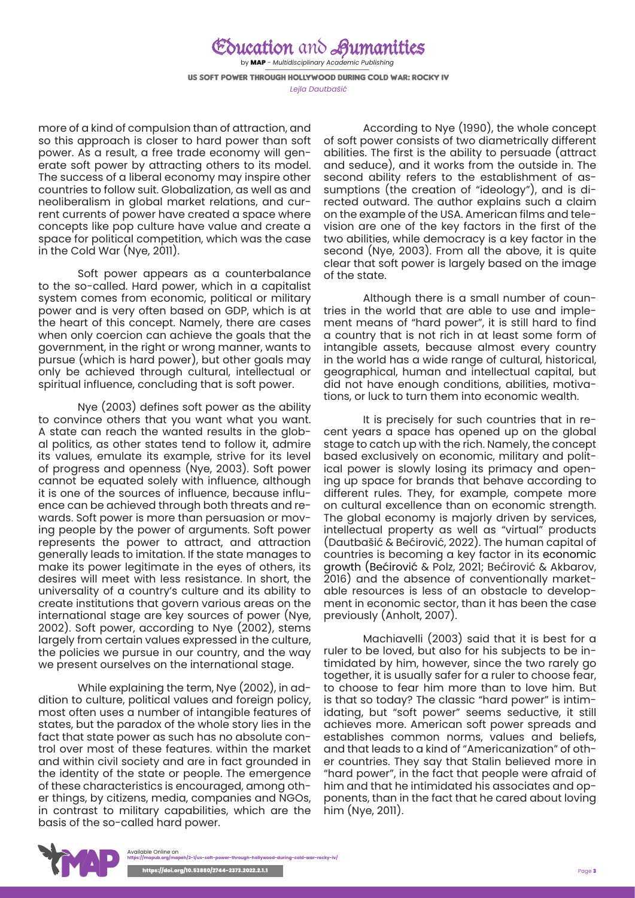more of a kind of compulsion than of attraction, and so this approach is closer to hard power than soft power. As a result, a free trade economy will generate soft power by attracting others to its model. The success of a liberal economy may inspire other countries to follow suit. Globalization, as well as and neoliberalism in global market relations, and current currents of power have created a space where concepts like pop culture have value and create a space for political competition, which was the case in the Cold War (Nye, 2011).

Soft power appears as a counterbalance to the so-called. Hard power, which in a capitalist system comes from economic, political or military power and is very often based on GDP, which is at the heart of this concept. Namely, there are cases when only coercion can achieve the goals that the government, in the right or wrong manner, wants to pursue (which is hard power), but other goals may only be achieved through cultural, intellectual or spiritual influence, concluding that is soft power.

Nye (2003) defines soft power as the ability to convince others that you want what you want. A state can reach the wanted results in the global politics, as other states tend to follow it, admire its values, emulate its example, strive for its level of progress and openness (Nye, 2003). Soft power cannot be equated solely with influence, although it is one of the sources of influence, because influence can be achieved through both threats and rewards. Soft power is more than persuasion or moving people by the power of arguments. Soft power represents the power to attract, and attraction generally leads to imitation. If the state manages to make its power legitimate in the eyes of others, its desires will meet with less resistance. In short, the universality of a country's culture and its ability to create institutions that govern various areas on the international stage are key sources of power (Nye, 2002). Soft power, according to Nye (2002), stems largely from certain values expressed in the culture, the policies we pursue in our country, and the way we present ourselves on the international stage.

While explaining the term, Nye (2002), in addition to culture, political values and foreign policy, most often uses a number of intangible features of states, but the paradox of the whole story lies in the fact that state power as such has no absolute control over most of these features. within the market and within civil society and are in fact grounded in the identity of the state or people. The emergence of these characteristics is encouraged, among other things, by citizens, media, companies and NGOs, in contrast to military capabilities, which are the basis of the so-called hard power.

According to Nye (1990), the whole concept of soft power consists of two diametrically different abilities. The first is the ability to persuade (attract and seduce), and it works from the outside in. The second ability refers to the establishment of assumptions (the creation of "ideology"), and is directed outward. The author explains such a claim on the example of the USA. American films and television are one of the key factors in the first of the two abilities, while democracy is a key factor in the second (Nye, 2003). From all the above, it is quite clear that soft power is largely based on the image of the state.

Although there is a small number of countries in the world that are able to use and implement means of "hard power", it is still hard to find a country that is not rich in at least some form of intangible assets, because almost every country in the world has a wide range of cultural, historical, geographical, human and intellectual capital, but did not have enough conditions, abilities, motivations, or luck to turn them into economic wealth.

It is precisely for such countries that in recent years a space has opened up on the global stage to catch up with the rich. Namely, the concept based exclusively on economic, military and political power is slowly losing its primacy and opening up space for brands that behave according to different rules. They, for example, compete more on cultural excellence than on economic strength. The global economy is majorly driven by services, intellectual property as well as "virtual" products (Dautbašić & Bećirović, 2022). The human capital of countries is becoming a key factor in its economic growth (Bećirović & Polz, 2021; Bećirović & Akbarov, 2016) and the absence of conventionally marketable resources is less of an obstacle to development in economic sector, than it has been the case previously (Anholt, 2007).

Machiavelli (2003) said that it is best for a ruler to be loved, but also for his subjects to be intimidated by him, however, since the two rarely go together, it is usually safer for a ruler to choose fear, to choose to fear him more than to love him. But is that so today? The classic "hard power" is intimidating, but "soft power" seems seductive, it still achieves more. American soft power spreads and establishes common norms, values and beliefs, and that leads to a kind of "Americanization" of other countries. They say that Stalin believed more in "hard power", in the fact that people were afraid of him and that he intimidated his associates and opponents, than in the fact that he cared about loving him (Nye, 2011).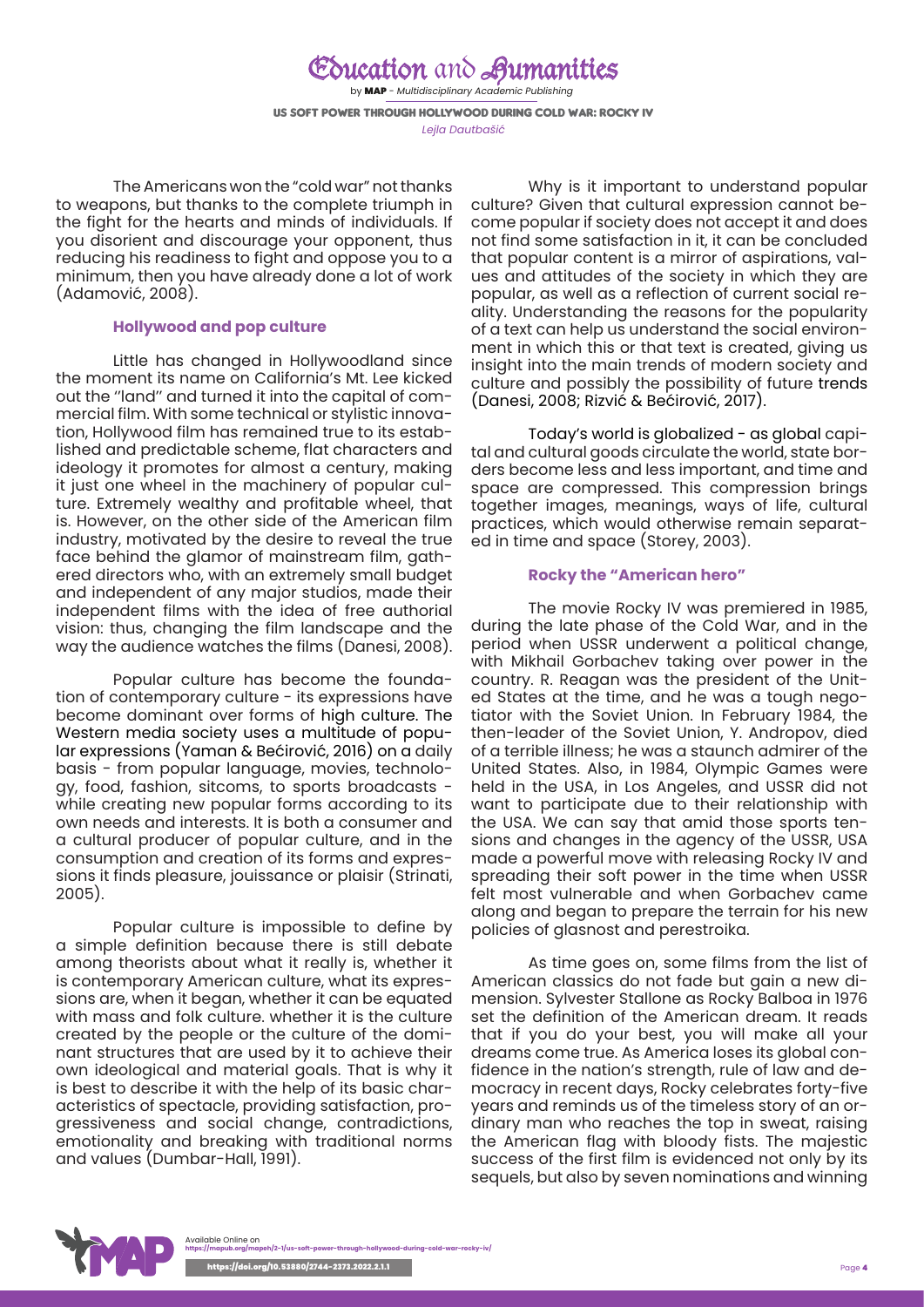The Americans won the "cold war" not thanks to weapons, but thanks to the complete triumph in the fight for the hearts and minds of individuals. If you disorient and discourage your opponent, thus reducing his readiness to fight and oppose you to a minimum, then you have already done a lot of work (Adamović, 2008).

### Hollywood and pop culture

Little has changed in Hollywoodland since the moment its name on California's Mt. Lee kicked out the ''land'' and turned it into the capital of commercial film. With some technical or stylistic innovation, Hollywood film has remained true to its established and predictable scheme, flat characters and ideology it promotes for almost a century, making it just one wheel in the machinery of popular culture. Extremely wealthy and profitable wheel, that is. However, on the other side of the American film industry, motivated by the desire to reveal the true face behind the glamor of mainstream film, gathered directors who, with an extremely small budget and independent of any major studios, made their independent films with the idea of free authorial vision: thus, changing the film landscape and the way the audience watches the films (Danesi, 2008).

Popular culture has become the foundation of contemporary culture - its expressions have become dominant over forms of high culture. The Western media society uses a multitude of popular expressions (Yaman & Bećirović, 2016) on a daily basis - from popular language, movies, technology, food, fashion, sitcoms, to sports broadcasts - while creating new popular forms according to its own needs and interests. It is both a consumer and a cultural producer of popular culture, and in the consumption and creation of its forms and expressions it finds pleasure, jouissance or plaisir (Strinati, 2005).

Popular culture is impossible to define by a simple definition because there is still debate among theorists about what it really is, whether it is contemporary American culture, what its expressions are, when it began, whether it can be equated with mass and folk culture. whether it is the culture created by the people or the culture of the dominant structures that are used by it to achieve their own ideological and material goals. That is why it is best to describe it with the help of its basic characteristics of spectacle, providing satisfaction, progressiveness and social change, contradictions, emotionality and breaking with traditional norms and values (Dumbar-Hall, 1991).

Why is it important to understand popular culture? Given that cultural expression cannot become popular if society does not accept it and does not find some satisfaction in it, it can be concluded that popular content is a mirror of aspirations, values and attitudes of the society in which they are popular, as well as a reflection of current social reality. Understanding the reasons for the popularity of a text can help us understand the social environment in which this or that text is created, giving us insight into the main trends of modern society and culture and possibly the possibility of future trends (Danesi, 2008; Rizvić & Bećirović, 2017).

Today's world is globalized - as global capital and cultural goods circulate the world, state borders become less and less important, and time and space are compressed. This compression brings together images, meanings, ways of life, cultural practices, which would otherwise remain separated in time and space (Storey, 2003).

### Rocky the "American hero"

The movie Rocky IV was premiered in 1985, during the late phase of the Cold War, and in the period when USSR underwent a political change, with Mikhail Gorbachev taking over power in the country. R. Reagan was the president of the United States at the time, and he was a tough negotiator with the Soviet Union. In February 1984, the then-leader of the Soviet Union, Y. Andropov, died of a terrible illness; he was a staunch admirer of the United States. Also, in 1984, Olympic Games were held in the USA, in Los Angeles, and USSR did not want to participate due to their relationship with the USA. We can say that amid those sports tensions and changes in the agency of the USSR, USA made a powerful move with releasing Rocky IV and spreading their soft power in the time when USSR felt most vulnerable and when Gorbachev came along and began to prepare the terrain for his new policies of glasnost and perestroika.

As time goes on, some films from the list of American classics do not fade but gain a new dimension. Sylvester Stallone as Rocky Balboa in 1976 set the definition of the American dream. It reads that if you do your best, you will make all your dreams come true. As America loses its global confidence in the nation's strength, rule of law and democracy in recent days, Rocky celebrates forty-five years and reminds us of the timeless story of an ordinary man who reaches the top in sweat, raising the American flag with bloody fists. The majestic success of the first film is evidenced not only by its sequels, but also by seven nominations and winning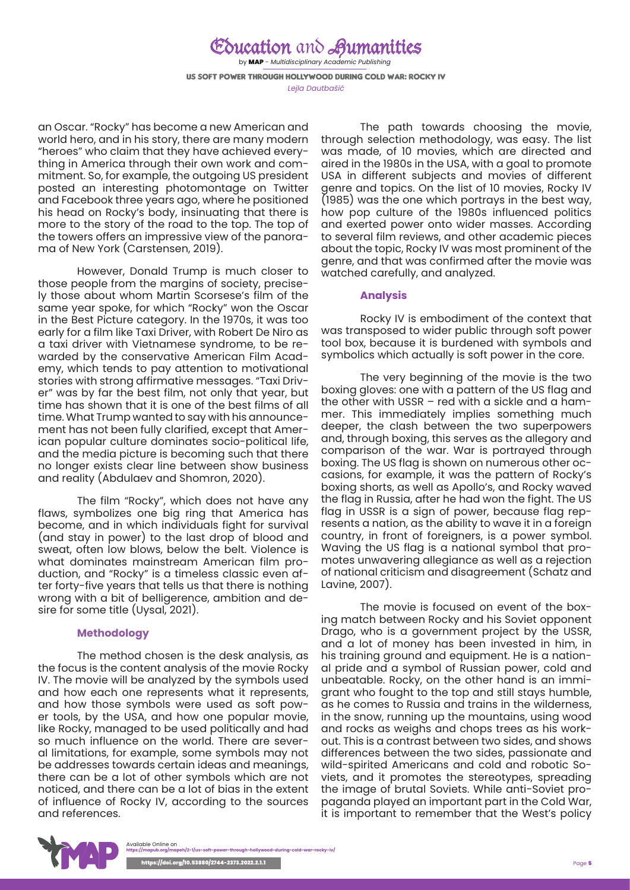an Oscar. "Rocky" has become a new American and world hero, and in his story, there are many modern "heroes" who claim that they have achieved everything in America through their own work and commitment. So, for example, the outgoing US president posted an interesting photomontage on Twitter and Facebook three years ago, where he positioned his head on Rocky's body, insinuating that there is more to the story of the road to the top. The top of the towers offers an impressive view of the panorama of New York (Carstensen, 2019).

However, Donald Trump is much closer to those people from the margins of society, precisely those about whom Martin Scorsese's film of the same year spoke, for which "Rocky" won the Oscar in the Best Picture category. In the 1970s, it was too early for a film like Taxi Driver, with Robert De Niro as a taxi driver with Vietnamese syndrome, to be rewarded by the conservative American Film Academy, which tends to pay attention to motivational stories with strong affirmative messages. "Taxi Driver" was by far the best film, not only that year, but time has shown that it is one of the best films of all time. What Trump wanted to say with his announcement has not been fully clarified, except that American popular culture dominates socio-political life, and the media picture is becoming such that there no longer exists clear line between show business and reality (Abdulaev and Shomron, 2020).

The film "Rocky", which does not have any flaws, symbolizes one big ring that America has become, and in which individuals fight for survival (and stay in power) to the last drop of blood and sweat, often low blows, below the belt. Violence is what dominates mainstream American film production, and "Rocky" is a timeless classic even after forty-five years that tells us that there is nothing wrong with a bit of belligerence, ambition and desire for some title (Uysal, 2021).

## Methodology

The method chosen is the desk analysis, as the focus is the content analysis of the movie Rocky IV. The movie will be analyzed by the symbols used and how each one represents what it represents, and how those symbols were used as soft power tools, by the USA, and how one popular movie, like Rocky, managed to be used politically and had so much influence on the world. There are several limitations, for example, some symbols may not be addresses towards certain ideas and meanings, there can be a lot of other symbols which are not noticed, and there can be a lot of bias in the extent of influence of Rocky IV, according to the sources and references.

The path towards choosing the movie, through selection methodology, was easy. The list was made, of 10 movies, which are directed and aired in the 1980s in the USA, with a goal to promote USA in different subjects and movies of different genre and topics. On the list of 10 movies, Rocky IV (1985) was the one which portrays in the best way, how pop culture of the 1980s influenced politics and exerted power onto wider masses. According to several film reviews, and other academic pieces about the topic, Rocky IV was most prominent of the genre, and that was confirmed after the movie was watched carefully, and analyzed.

## Analysis

Rocky IV is embodiment of the context that was transposed to wider public through soft power tool box, because it is burdened with symbols and symbolics which actually is soft power in the core.

The very beginning of the movie is the two boxing gloves: one with a pattern of the US flag and the other with USSR – red with a sickle and a hammer. This immediately implies something much deeper, the clash between the two superpowers and, through boxing, this serves as the allegory and comparison of the war. War is portrayed through boxing. The US flag is shown on numerous other occasions, for example, it was the pattern of Rocky's boxing shorts, as well as Apollo's, and Rocky waved the flag in Russia, after he had won the fight. The US flag in USSR is a sign of power, because flag represents a nation, as the ability to wave it in a foreign country, in front of foreigners, is a power symbol. Waving the US flag is a national symbol that promotes unwavering allegiance as well as a rejection of national criticism and disagreement (Schatz and Lavine, 2007).

The movie is focused on event of the boxing match between Rocky and his Soviet opponent Drago, who is a government project by the USSR, and a lot of money has been invested in him, in his training ground and equipment. He is a national pride and a symbol of Russian power, cold and unbeatable. Rocky, on the other hand is an immigrant who fought to the top and still stays humble, as he comes to Russia and trains in the wilderness, in the snow, running up the mountains, using wood and rocks as weighs and chops trees as his workout. This is a contrast between two sides, and shows differences between the two sides, passionate and wild-spirited Americans and cold and robotic Soviets, and it promotes the stereotypes, spreading the image of brutal Soviets. While anti-Soviet propaganda played an important part in the Cold War, it is important to remember that the West's policy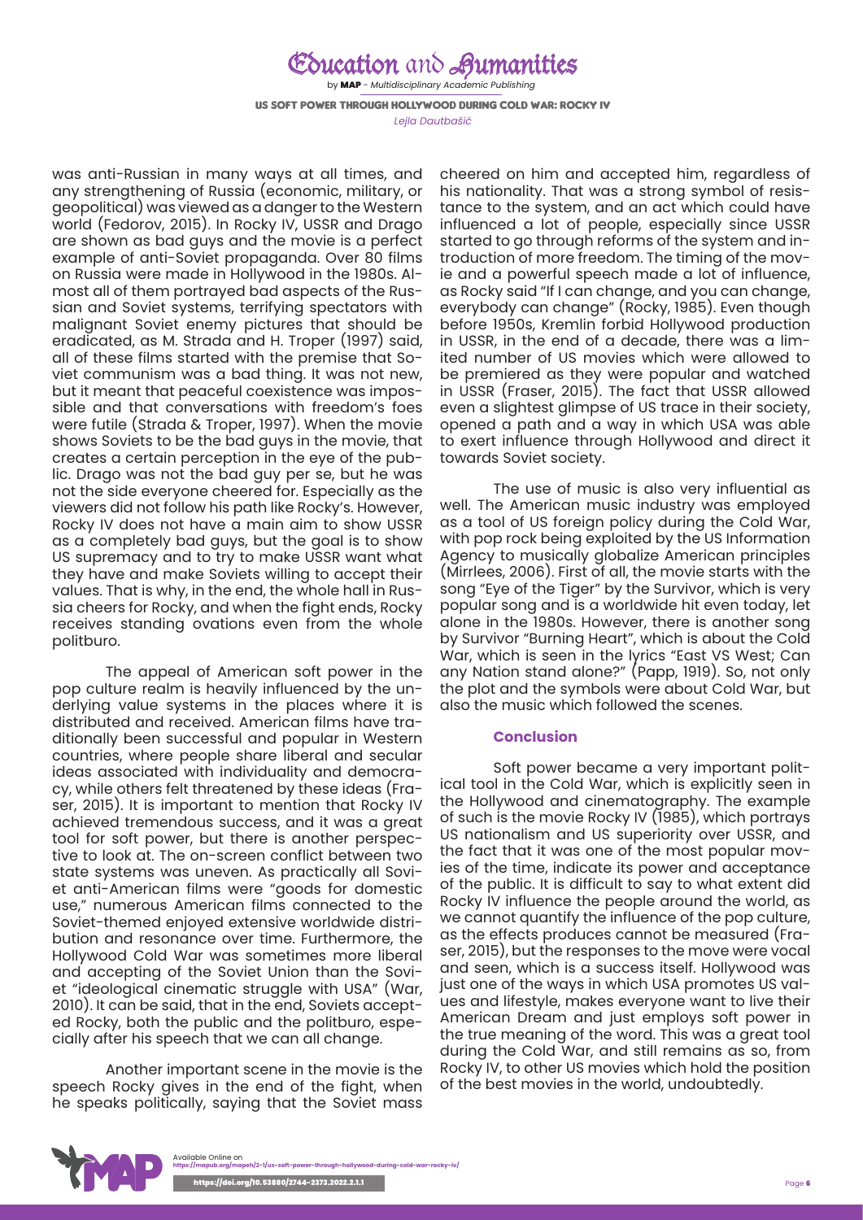was anti-Russian in many ways at all times, and any strengthening of Russia (economic, military, or geopolitical) was viewed as a danger to the Western world (Fedorov, 2015). In Rocky IV, USSR and Drago are shown as bad guys and the movie is a perfect example of anti-Soviet propaganda. Over 80 films on Russia were made in Hollywood in the 1980s. Almost all of them portrayed bad aspects of the Russian and Soviet systems, terrifying spectators with malignant Soviet enemy pictures that should be eradicated, as M. Strada and H. Troper (1997) said, all of these films started with the premise that Soviet communism was a bad thing. It was not new, but it meant that peaceful coexistence was impossible and that conversations with freedom's foes were futile (Strada & Troper, 1997). When the movie shows Soviets to be the bad guys in the movie, that creates a certain perception in the eye of the public. Drago was not the bad guy per se, but he was not the side everyone cheered for. Especially as the viewers did not follow his path like Rocky's. However, Rocky IV does not have a main aim to show USSR as a completely bad guys, but the goal is to show US supremacy and to try to make USSR want what they have and make Soviets willing to accept their values. That is why, in the end, the whole hall in Russia cheers for Rocky, and when the fight ends, Rocky receives standing ovations even from the whole politburo.

The appeal of American soft power in the pop culture realm is heavily influenced by the underlying value systems in the places where it is distributed and received. American films have traditionally been successful and popular in Western countries, where people share liberal and secular ideas associated with individuality and democracy, while others felt threatened by these ideas (Fraser, 2015). It is important to mention that Rocky IV achieved tremendous success, and it was a great tool for soft power, but there is another perspective to look at. The on-screen conflict between two state systems was uneven. As practically all Soviet anti-American films were "goods for domestic use," numerous American films connected to the Soviet-themed enjoyed extensive worldwide distribution and resonance over time. Furthermore, the Hollywood Cold War was sometimes more liberal and accepting of the Soviet Union than the Soviet "ideological cinematic struggle with USA" (War, 2010). It can be said, that in the end, Soviets accepted Rocky, both the public and the politburo, especially after his speech that we can all change.

Another important scene in the movie is the speech Rocky gives in the end of the fight, when he speaks politically, saying that the Soviet mass cheered on him and accepted him, regardless of his nationality. That was a strong symbol of resistance to the system, and an act which could have influenced a lot of people, especially since USSR started to go through reforms of the system and introduction of more freedom. The timing of the movie and a powerful speech made a lot of influence, as Rocky said "If I can change, and you can change, everybody can change" (Rocky, 1985). Even though before 1950s, Kremlin forbid Hollywood production in USSR, in the end of a decade, there was a limited number of US movies which were allowed to be premiered as they were popular and watched in USSR (Fraser, 2015). The fact that USSR allowed even a slightest glimpse of US trace in their society, opened a path and a way in which USA was able to exert influence through Hollywood and direct it towards Soviet society.

The use of music is also very influential as well. The American music industry was employed as a tool of US foreign policy during the Cold War, with pop rock being exploited by the US Information Agency to musically globalize American principles (Mirrlees, 2006). First of all, the movie starts with the song "Eye of the Tiger" by the Survivor, which is very popular song and is a worldwide hit even today, let alone in the 1980s. However, there is another song by Survivor "Burning Heart", which is about the Cold War, which is seen in the lyrics "East VS West; Can any Nation stand alone?" (Papp, 1919). So, not only the plot and the symbols were about Cold War, but also the music which followed the scenes.

## Conclusion

Soft power became a very important political tool in the Cold War, which is explicitly seen in the Hollywood and cinematography. The example of such is the movie Rocky IV (1985), which portrays US nationalism and US superiority over USSR, and the fact that it was one of the most popular movies of the time, indicate its power and acceptance of the public. It is difficult to say to what extent did Rocky IV influence the people around the world, as we cannot quantify the influence of the pop culture, as the effects produces cannot be measured (Fraser, 2015), but the responses to the move were vocal and seen, which is a success itself. Hollywood was just one of the ways in which USA promotes US values and lifestyle, makes everyone want to live their American Dream and just employs soft power in the true meaning of the word. This was a great tool during the Cold War, and still remains as so, from Rocky IV, to other US movies which hold the position of the best movies in the world, undoubtedly.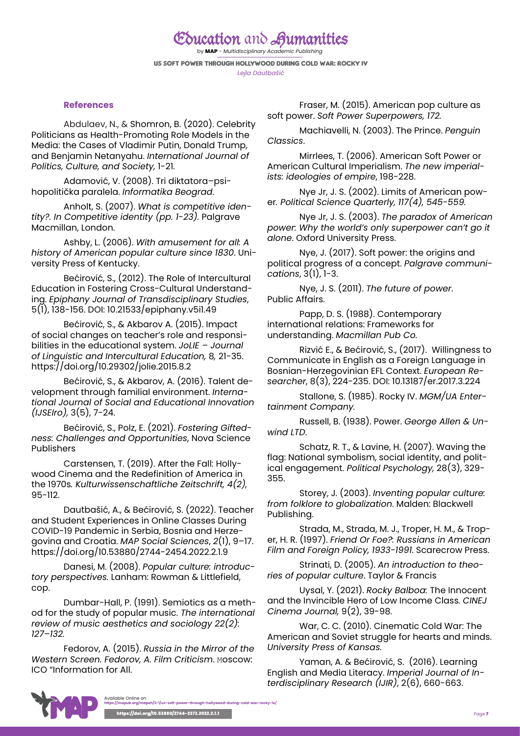## References

Abdulaev, N., & Shomron, B. (2020). Celebrity Politicians as Health-Promoting Role Models in the Media: the Cases of Vladimir Putin, Donald Trump, and Benjamin Netanyahu. *International Journal of Politics, Culture, and Society,* 1-21.

Adamović, V. (2008). Tri diktatora–psihopolitička paralela. *Informatika Beograd*.

Anholt, S. (2007). *What is competitive identity?. In Competitive identity (pp. 1-23)*. Palgrave Macmillan, London.

Ashby, L. (2006). *With amusement for all: A history of American popular culture since 1830*. University Press of Kentucky.

Bećirović, S., (2012). The Role of Intercultural Education in Fostering Cross-Cultural Understanding. *Epiphany Journal of Transdisciplinary Studies*, 5(1), 138-156. DOI: 10.21533/epiphany.v5i1.49

Bećirović, S., & Akbarov A. (2015). Impact of social changes on teacher's role and responsibilities in the educational system. *JoLIE – Journal of Linguistic and Intercultural Education,* 8*,* 21-35. https://doi.org/10.29302/jolie.2015.8.2

Bećirović, S., & Akbarov, A. (2016). Talent development through familial environment. *International Journal of Social and Educational Innovation (IJSEIro),* 3(5), 7-24.

Bećirović, S., Polz, E. (2021). *Fostering Giftedness: Challenges and Opportunities*, Nova Science Publishers

Carstensen, T. (2019). After the Fall: Hollywood Cinema and the Redefinition of America in the 1970s*. Kulturwissenschaftliche Zeitschrift, 4(2),* 95-112.

Dautbašić, A., & Bećirović, S. (2022). Teacher and Student Experiences in Online Classes During COVID-19 Pandemic in Serbia, Bosnia and Herzegovina and Croatia. *MAP Social Sciences*, *2*(1), 9–17. https://doi.org/10.53880/2744-2454.2022.2.1.9

Danesi, M. (2008). *Popular culture: introductory perspectives.* Lanham: Rowman & Littlefield, cop.

Dumbar-Hall, P. (1991). Semiotics as a method for the study of popular music. *The international review of music aesthetics and sociology 22(2): 127–132.*

Fedorov, A. (2015). *Russia in the Mirror of the Western Screen. Fedorov, A. Film Criticism*. Moscow: ICO "Information for All.

Fraser, M. (2015). American pop culture as soft power. *Soft Power Superpowers, 172.*

Machiavelli, N. (2003). The Prince. *Penguin Classics*.

Mirrlees, T. (2006). American Soft Power or American Cultural Imperialism. *The new imperialists: ideologies of empire*, 198-228.

Nye Jr, J. S. (2002). Limits of American power. *Political Science Quarterly, 117(4), 545-559.*

Nye Jr, J. S. (2003). *The paradox of American power: Why the world's only superpower can't go it alone*. Oxford University Press.

Nye, J. (2017). Soft power: the origins and political progress of a concept. *Palgrave communications*, 3(1), 1-3.

Nye, J. S. (2011). *The future of power*. Public Affairs.

Papp, D. S. (1988). Contemporary international relations: Frameworks for understanding. *Macmillan Pub Co.*

Rizvić E., & Bećirović, S., (2017). Willingness to Communicate in English as a Foreign Language in Bosnian-Herzegovinian EFL Context. *European Researcher*, 8(3), 224-235. DOI: 10.13187/er.2017.3.224

Stallone, S. (1985). Rocky IV. *MGM/UA Entertainment Company.*

Russell, B. (1938). Power. *George Allen & Unwind LTD*.

Schatz, R. T., & Lavine, H. (2007). Waving the flag: National symbolism, social identity, and political engagement. *Political Psychology,* 28(3), 329-355.

Storey, J. (2003). *Inventing popular culture: from folklore to globalization*. Malden: Blackwell Publishing.

Strada, M., Strada, M. J., Troper, H. M., & Troper, H. R. (1997). *Friend Or Foe?: Russians in American Film and Foreign Policy, 1933-1991*. Scarecrow Press.

Strinati, D. (2005). *An introduction to theories of popular culture*. Taylor & Francis

Uysal, Y. (2021). *Rocky Balboa:* The Innocent and the Invincible Hero of Low Income Class*. CINEJ Cinema Journal,* 9(2), 39-98.

War, C. C. (2010). Cinematic Cold War: The American and Soviet struggle for hearts and minds. *University Press of Kansas.*

Yaman, A. & Bećirović, S. (2016). Learning English and Media Literacy. *Imperial Journal of Interdisciplinary Research (IJIR)*, 2(6), 660-663.